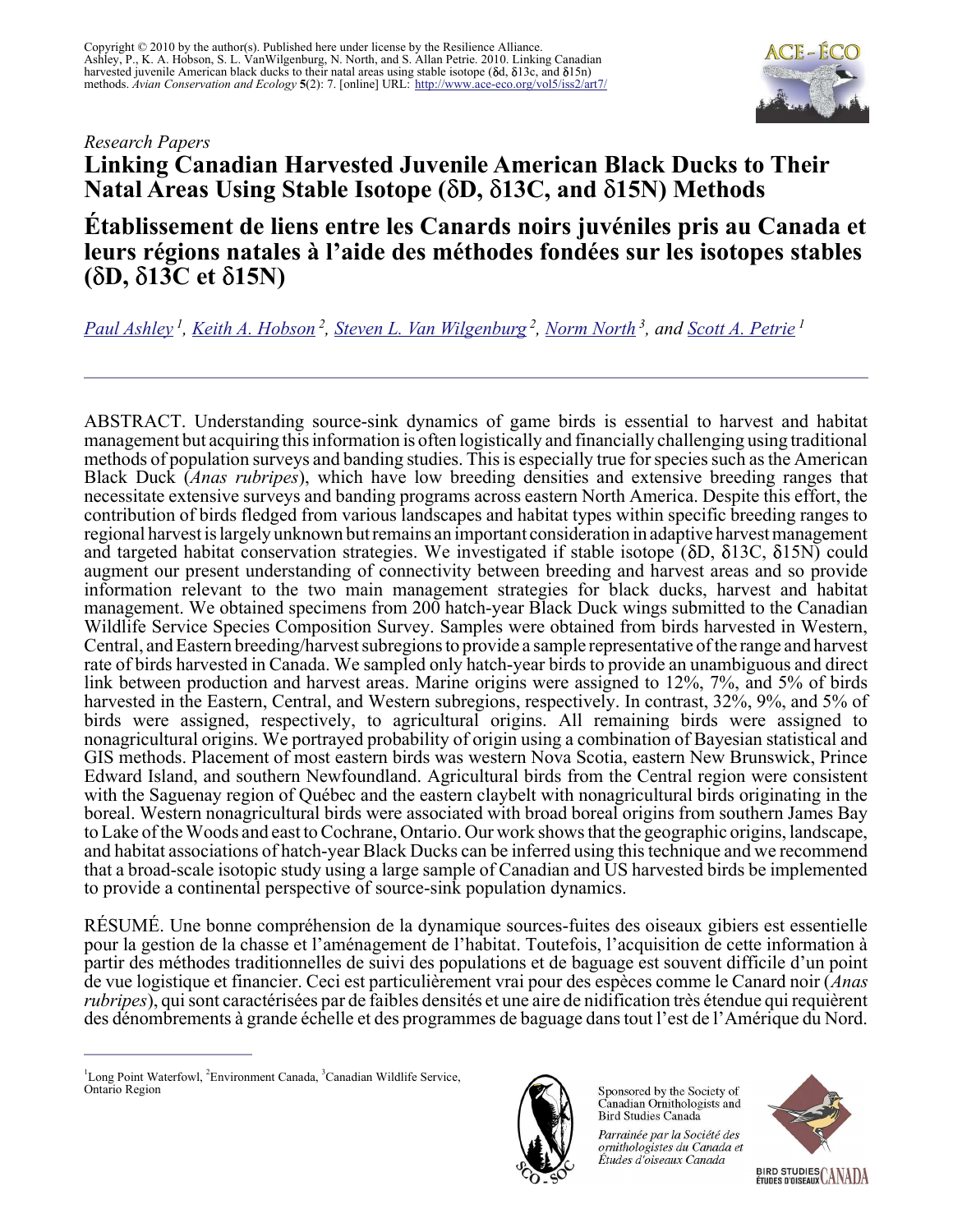Copyright © 2010 by the author(s). Published here under license by the Resilience Alliance.
Ashley, P., K. A. Hobson, S. L. VanWilgenburg, N. North, and S. Allan Petrie. 2010. Linking Canadian harvested juvenile American black ducks to their natal areas using stable isotope (δd, δ13c, and δ15n) methods. *Avian Conservation and Ecology* **5**(2): 7. [online] URL: http://www.ace-eco.org/vol5/iss2/art7/

*Research Papers*

# Linking Canadian Harvested Juvenile American Black Ducks to Their Natal Areas Using Stable Isotope (δD, δ13C, and δ15N) Methods

# Établissement de liens entre les Canards noirs juvéniles pris au Canada et leurs régions natales à l'aide des méthodes fondées sur les isotopes stables (δD, δ13C et δ15N)

Paul Ashley [1], Keith A. Hobson [2], Steven L. Van Wilgenburg [2], Norm North [3], and Scott A. Petrie [1]

---

ABSTRACT. Understanding source-sink dynamics of game birds is essential to harvest and habitat management but acquiring this information is often logistically and financially challenging using traditional methods of population surveys and banding studies. This is especially true for species such as the American Black Duck (*Anas rubripes*), which have low breeding densities and extensive breeding ranges that necessitate extensive surveys and banding programs across eastern North America. Despite this effort, the contribution of birds fledged from various landscapes and habitat types within specific breeding ranges to regional harvest is largely unknown but remains an important consideration in adaptive harvest management and targeted habitat conservation strategies. We investigated if stable isotope (δD, δ13C, δ15N) could augment our present understanding of connectivity between breeding and harvest areas and so provide information relevant to the two main management strategies for black ducks, harvest and habitat management. We obtained specimens from 200 hatch-year Black Duck wings submitted to the Canadian Wildlife Service Species Composition Survey. Samples were obtained from birds harvested in Western, Central, and Eastern breeding/harvest subregions to provide a sample representative of the range and harvest rate of birds harvested in Canada. We sampled only hatch-year birds to provide an unambiguous and direct link between production and harvest areas. Marine origins were assigned to 12%, 7%, and 5% of birds harvested in the Eastern, Central, and Western subregions, respectively. In contrast, 32%, 9%, and 5% of birds were assigned, respectively, to agricultural origins. All remaining birds were assigned to nonagricultural origins. We portrayed probability of origin using a combination of Bayesian statistical and GIS methods. Placement of most eastern birds was western Nova Scotia, eastern New Brunswick, Prince Edward Island, and southern Newfoundland. Agricultural birds from the Central region were consistent with the Saguenay region of Québec and the eastern claybelt with nonagricultural birds originating in the boreal. Western nonagricultural birds were associated with broad boreal origins from southern James Bay to Lake of the Woods and east to Cochrane, Ontario. Our work shows that the geographic origins, landscape, and habitat associations of hatch-year Black Ducks can be inferred using this technique and we recommend that a broad-scale isotopic study using a large sample of Canadian and US harvested birds be implemented to provide a continental perspective of source-sink population dynamics.

RÉSUMÉ. Une bonne compréhension de la dynamique sources-fuites des oiseaux gibiers est essentielle pour la gestion de la chasse et l'aménagement de l'habitat. Toutefois, l'acquisition de cette information à partir des méthodes traditionnelles de suivi des populations et de baguage est souvent difficile d'un point de vue logistique et financier. Ceci est particulièrement vrai pour des espèces comme le Canard noir (*Anas rubripes*), qui sont caractérisées par de faibles densités et une aire de nidification très étendue qui requièrent des dénombrements à grande échelle et des programmes de baguage dans tout l'est de l'Amérique du Nord.

---

[1] Long Point Waterfowl, [2] Environment Canada, [3] Canadian Wildlife Service, Ontario Region

Sponsored by the Society of Canadian Ornithologists and Bird Studies Canada

*Parrainée par la Société des ornithologistes du Canada et Études d'oiseaux Canada*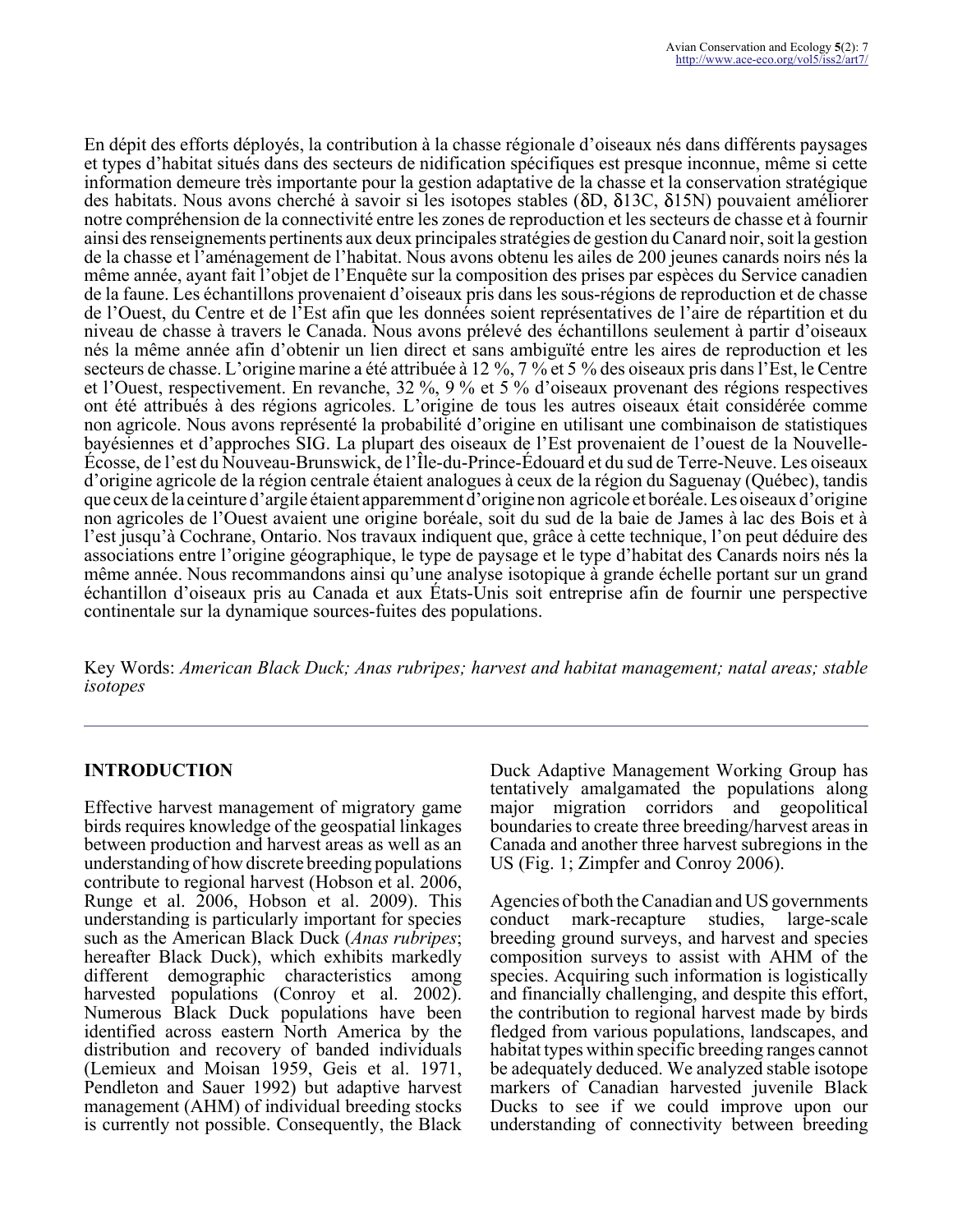En dépit des efforts déployés, la contribution à la chasse régionale d'oiseaux nés dans différents paysages et types d'habitat situés dans des secteurs de nidification spécifiques est presque inconnue, même si cette information demeure très importante pour la gestion adaptative de la chasse et la conservation stratégique des habitats. Nous avons cherché à savoir si les isotopes stables (δD, δ13C, δ15N) pouvaient améliorer notre compréhension de la connectivité entre les zones de reproduction et les secteurs de chasse et à fournir ainsi des renseignements pertinents aux deux principales stratégies de gestion du Canard noir, soit la gestion de la chasse et l'aménagement de l'habitat. Nous avons obtenu les ailes de 200 jeunes canards noirs nés la même année, ayant fait l'objet de l'Enquête sur la composition des prises par espèces du Service canadien de la faune. Les échantillons provenaient d'oiseaux pris dans les sous-régions de reproduction et de chasse de l'Ouest, du Centre et de l'Est afin que les données soient représentatives de l'aire de répartition et du niveau de chasse à travers le Canada. Nous avons prélevé des échantillons seulement à partir d'oiseaux nés la même année afin d'obtenir un lien direct et sans ambiguïté entre les aires de reproduction et les secteurs de chasse. L'origine marine a été attribuée à 12 %, 7 % et 5 % des oiseaux pris dans l'Est, le Centre et l'Ouest, respectivement. En revanche, 32 %, 9 % et 5 % d'oiseaux provenant des régions respectives ont été attribués à des régions agricoles. L'origine de tous les autres oiseaux était considérée comme non agricole. Nous avons représenté la probabilité d'origine en utilisant une combinaison de statistiques bayésiennes et d'approches SIG. La plupart des oiseaux de l'Est provenaient de l'ouest de la Nouvelle-Écosse, de l'est du Nouveau-Brunswick, de l'Île-du-Prince-Édouard et du sud de Terre-Neuve. Les oiseaux d'origine agricole de la région centrale étaient analogues à ceux de la région du Saguenay (Québec), tandis que ceux de la ceinture d'argile étaient apparemment d'origine non agricole et boréale. Les oiseaux d'origine non agricoles de l'Ouest avaient une origine boréale, soit du sud de la baie de James à lac des Bois et à l'est jusqu'à Cochrane, Ontario. Nos travaux indiquent que, grâce à cette technique, l'on peut déduire des associations entre l'origine géographique, le type de paysage et le type d'habitat des Canards noirs nés la même année. Nous recommandons ainsi qu'une analyse isotopique à grande échelle portant sur un grand échantillon d'oiseaux pris au Canada et aux États-Unis soit entreprise afin de fournir une perspective continentale sur la dynamique sources-fuites des populations.

Key Words: *American Black Duck; Anas rubripes; harvest and habitat management; natal areas; stable isotopes*

## INTRODUCTION

Effective harvest management of migratory game birds requires knowledge of the geospatial linkages between production and harvest areas as well as an understanding of how discrete breeding populations contribute to regional harvest (Hobson et al. 2006, Runge et al. 2006, Hobson et al. 2009). This understanding is particularly important for species such as the American Black Duck (*Anas rubripes*; hereafter Black Duck), which exhibits markedly different demographic characteristics among harvested populations (Conroy et al. 2002). Numerous Black Duck populations have been identified across eastern North America by the distribution and recovery of banded individuals (Lemieux and Moisan 1959, Geis et al. 1971, Pendleton and Sauer 1992) but adaptive harvest management (AHM) of individual breeding stocks is currently not possible. Consequently, the Black Duck Adaptive Management Working Group has tentatively amalgamated the populations along major migration corridors and geopolitical boundaries to create three breeding/harvest areas in Canada and another three harvest subregions in the US (Fig. 1; Zimpfer and Conroy 2006).

Agencies of both the Canadian and US governments conduct mark-recapture studies, large-scale breeding ground surveys, and harvest and species composition surveys to assist with AHM of the species. Acquiring such information is logistically and financially challenging, and despite this effort, the contribution to regional harvest made by birds fledged from various populations, landscapes, and habitat types within specific breeding ranges cannot be adequately deduced. We analyzed stable isotope markers of Canadian harvested juvenile Black Ducks to see if we could improve upon our understanding of connectivity between breeding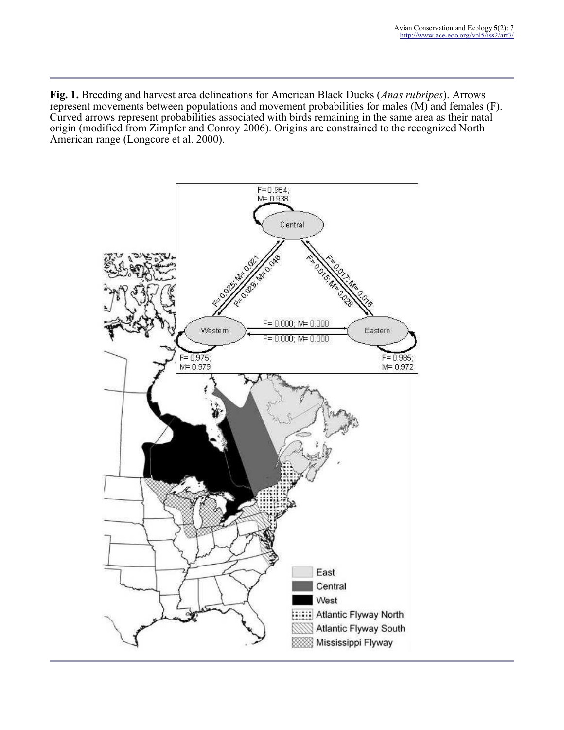**Fig. 1.** Breeding and harvest area delineations for American Black Ducks (*Anas rubripes*). Arrows represent movements between populations and movement probabilities for males (M) and females (F). Curved arrows represent probabilities associated with birds remaining in the same area as their natal origin (modified from Zimpfer and Conroy 2006). Origins are constrained to the recognized North American range (Longcore et al. 2000).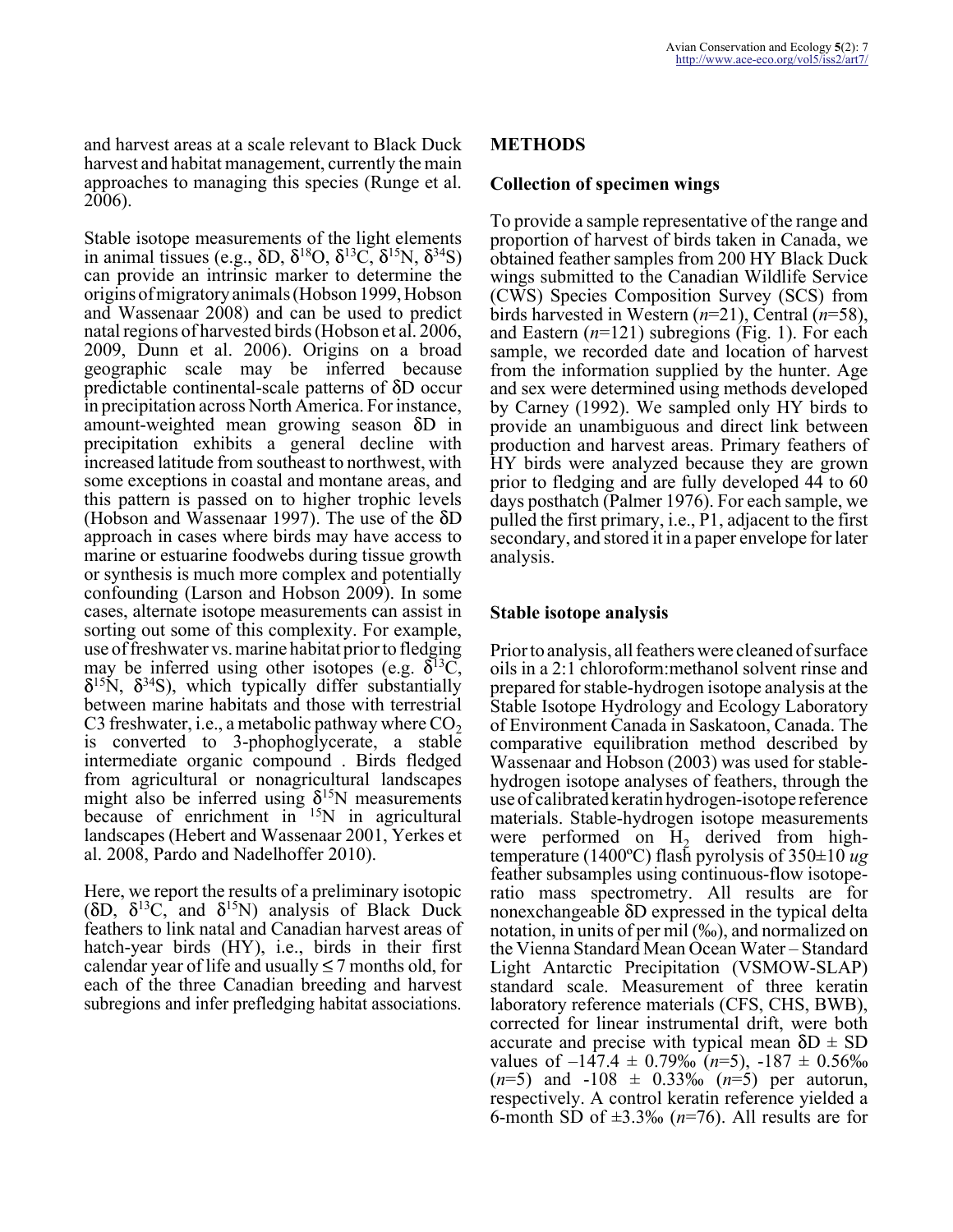and harvest areas at a scale relevant to Black Duck harvest and habitat management, currently the main approaches to managing this species (Runge et al. 2006).

Stable isotope measurements of the light elements in animal tissues (e.g., $\delta D$, $\delta^{18}O$, $\delta^{13}C$, $\delta^{15}N$, $\delta^{34}S$) can provide an intrinsic marker to determine the origins of migratory animals (Hobson 1999, Hobson and Wassenaar 2008) and can be used to predict natal regions of harvested birds (Hobson et al. 2006, 2009, Dunn et al. 2006). Origins on a broad geographic scale may be inferred because predictable continental-scale patterns of $\delta D$ occur in precipitation across North America. For instance, amount-weighted mean growing season $\delta D$ in precipitation exhibits a general decline with increased latitude from southeast to northwest, with some exceptions in coastal and montane areas, and this pattern is passed on to higher trophic levels (Hobson and Wassenaar 1997). The use of the $\delta D$ approach in cases where birds may have access to marine or estuarine foodwebs during tissue growth or synthesis is much more complex and potentially confounding (Larson and Hobson 2009). In some cases, alternate isotope measurements can assist in sorting out some of this complexity. For example, use of freshwater vs. marine habitat prior to fledging may be inferred using other isotopes (e.g. $\delta^{13}C$, $\delta^{15}N$, $\delta^{34}S$), which typically differ substantially between marine habitats and those with terrestrial C3 freshwater, i.e., a metabolic pathway where $CO_2$ is converted to 3-phophoglycerate, a stable intermediate organic compound . Birds fledged from agricultural or nonagricultural landscapes might also be inferred using $\delta^{15}N$ measurements because of enrichment in $^{15}N$ in agricultural landscapes (Hebert and Wassenaar 2001, Yerkes et al. 2008, Pardo and Nadelhoffer 2010).

Here, we report the results of a preliminary isotopic ($\delta D$, $\delta^{13}C$, and $\delta^{15}N$) analysis of Black Duck feathers to link natal and Canadian harvest areas of hatch-year birds (HY), i.e., birds in their first calendar year of life and usually ≤ 7 months old, for each of the three Canadian breeding and harvest subregions and infer prefledging habitat associations.

## METHODS

### Collection of specimen wings

To provide a sample representative of the range and proportion of harvest of birds taken in Canada, we obtained feather samples from 200 HY Black Duck wings submitted to the Canadian Wildlife Service (CWS) Species Composition Survey (SCS) from birds harvested in Western ($n$=21), Central ($n$=58), and Eastern ($n$=121) subregions (Fig. 1). For each sample, we recorded date and location of harvest from the information supplied by the hunter. Age and sex were determined using methods developed by Carney (1992). We sampled only HY birds to provide an unambiguous and direct link between production and harvest areas. Primary feathers of HY birds were analyzed because they are grown prior to fledging and are fully developed 44 to 60 days posthatch (Palmer 1976). For each sample, we pulled the first primary, i.e., P1, adjacent to the first secondary, and stored it in a paper envelope for later analysis.

### Stable isotope analysis

Prior to analysis, all feathers were cleaned of surface oils in a 2:1 chloroform:methanol solvent rinse and prepared for stable-hydrogen isotope analysis at the Stable Isotope Hydrology and Ecology Laboratory of Environment Canada in Saskatoon, Canada. The comparative equilibration method described by Wassenaar and Hobson (2003) was used for stable-hydrogen isotope analyses of feathers, through the use of calibrated keratin hydrogen-isotope reference materials. Stable-hydrogen isotope measurements were performed on $H_2$ derived from high-temperature (1400ºC) flash pyrolysis of 350±10 *ug* feather subsamples using continuous-flow isotope-ratio mass spectrometry. All results are for nonexchangeable $\delta D$ expressed in the typical delta notation, in units of per mil (‰), and normalized on the Vienna Standard Mean Ocean Water – Standard Light Antarctic Precipitation (VSMOW-SLAP) standard scale. Measurement of three keratin laboratory reference materials (CFS, CHS, BWB), corrected for linear instrumental drift, were both accurate and precise with typical mean $\delta D \pm$ SD values of –147.4 ± 0.79‰ ($n$=5), -187 ± 0.56‰ ($n$=5) and -108 ± 0.33‰ ($n$=5) per autorun, respectively. A control keratin reference yielded a 6-month SD of ±3.3‰ ($n$=76). All results are for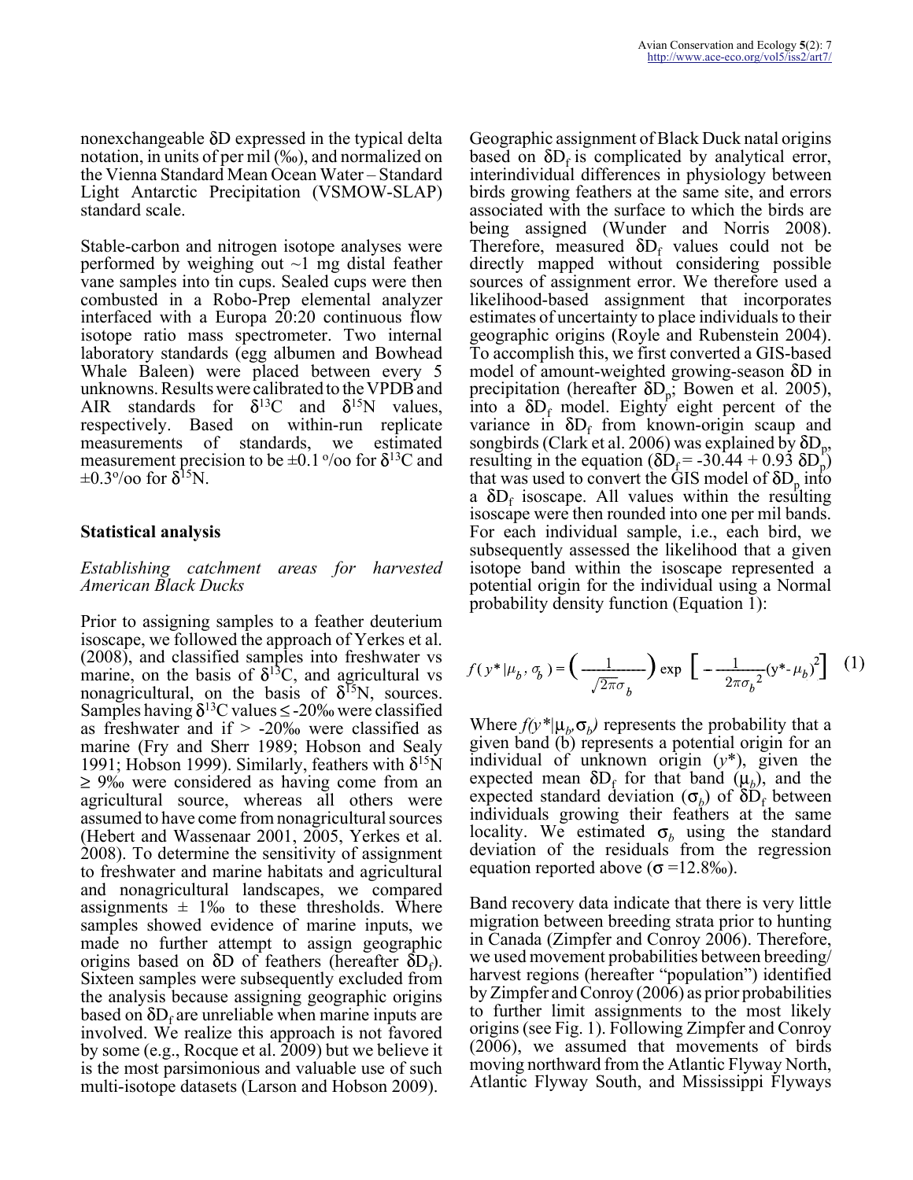nonexchangeable δD expressed in the typical delta notation, in units of per mil (‰), and normalized on the Vienna Standard Mean Ocean Water – Standard Light Antarctic Precipitation (VSMOW-SLAP) standard scale.

Stable-carbon and nitrogen isotope analyses were performed by weighing out ~1 mg distal feather vane samples into tin cups. Sealed cups were then combusted in a Robo-Prep elemental analyzer interfaced with a Europa 20:20 continuous flow isotope ratio mass spectrometer. Two internal laboratory standards (egg albumen and Bowhead Whale Baleen) were placed between every 5 unknowns. Results were calibrated to the VPDB and AIR standards for $\delta^{13}C$ and $\delta^{15}N$ values, respectively. Based on within-run replicate measurements of standards, we estimated measurement precision to be ±0.1 ‰ for $\delta^{13}C$ and ±0.3‰ for $\delta^{15}N$.

## Statistical analysis

### *Establishing catchment areas for harvested American Black Ducks*

Prior to assigning samples to a feather deuterium isoscape, we followed the approach of Yerkes et al. (2008), and classified samples into freshwater vs marine, on the basis of $\delta^{13}C$, and agricultural vs nonagricultural, on the basis of $\delta^{15}N$, sources. Samples having $\delta^{13}C$ values ≤ -20‰ were classified as freshwater and if > -20‰ were classified as marine (Fry and Sherr 1989; Hobson and Sealy 1991; Hobson 1999). Similarly, feathers with $\delta^{15}N$ ≥ 9‰ were considered as having come from an agricultural source, whereas all others were assumed to have come from nonagricultural sources (Hebert and Wassenaar 2001, 2005, Yerkes et al. 2008). To determine the sensitivity of assignment to freshwater and marine habitats and agricultural and nonagricultural landscapes, we compared assignments ± 1‰ to these thresholds. Where samples showed evidence of marine inputs, we made no further attempt to assign geographic origins based on δD of feathers (hereafter $\delta D_f$). Sixteen samples were subsequently excluded from the analysis because assigning geographic origins based on $\delta D_f$ are unreliable when marine inputs are involved. We realize this approach is not favored by some (e.g., Rocque et al. 2009) but we believe it is the most parsimonious and valuable use of such multi-isotope datasets (Larson and Hobson 2009).

Geographic assignment of Black Duck natal origins based on $\delta D_f$ is complicated by analytical error, interindividual differences in physiology between birds growing feathers at the same site, and errors associated with the surface to which the birds are being assigned (Wunder and Norris 2008). Therefore, measured $\delta D_f$ values could not be directly mapped without considering possible sources of assignment error. We therefore used a likelihood-based assignment that incorporates estimates of uncertainty to place individuals to their geographic origins (Royle and Rubenstein 2004). To accomplish this, we first converted a GIS-based model of amount-weighted growing-season δD in precipitation (hereafter $\delta D_p$; Bowen et al. 2005), into a $\delta D_f$ model. Eighty eight percent of the variance in $\delta D_f$ from known-origin scaup and songbirds (Clark et al. 2006) was explained by $\delta D_p$, resulting in the equation ($\delta D_f = -30.44 + 0.93\ \delta D_p$) that was used to convert the GIS model of $\delta D_p$ into a $\delta D_f$ isoscape. All values within the resulting isoscape were then rounded into one per mil bands. For each individual sample, i.e., each bird, we subsequently assessed the likelihood that a given isotope band within the isoscape represented a potential origin for the individual using a Normal probability density function (Equation 1):

$$f(y^*|\mu_b, \sigma_b) = \left(\frac{1}{\sqrt{2\pi}\sigma_b}\right) \exp\left[-\frac{1}{2\pi\sigma_b^2}(y^* - \mu_b)^2\right] \quad (1)$$

Where $f(y^*|\mu_b,\sigma_b)$ represents the probability that a given band (b) represents a potential origin for an individual of unknown origin ($y^*$), given the expected mean $\delta D_f$ for that band ($\mu_b$), and the expected standard deviation ($\sigma_b$) of $\delta D_f$ between individuals growing their feathers at the same locality. We estimated $\sigma_b$ using the standard deviation of the residuals from the regression equation reported above ($\sigma$ =12.8‰).

Band recovery data indicate that there is very little migration between breeding strata prior to hunting in Canada (Zimpfer and Conroy 2006). Therefore, we used movement probabilities between breeding/harvest regions (hereafter "population") identified by Zimpfer and Conroy (2006) as prior probabilities to further limit assignments to the most likely origins (see Fig. 1). Following Zimpfer and Conroy (2006), we assumed that movements of birds moving northward from the Atlantic Flyway North, Atlantic Flyway South, and Mississippi Flyways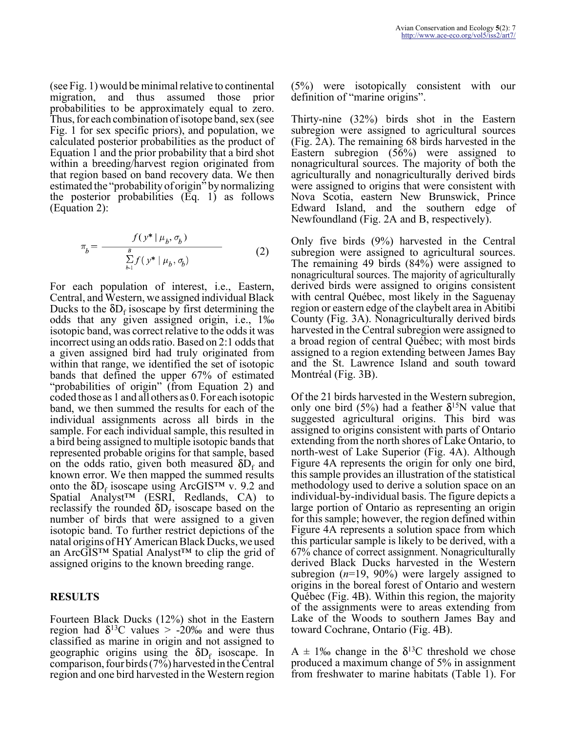(see Fig. 1) would be minimal relative to continental migration, and thus assumed those prior probabilities to be approximately equal to zero. Thus, for each combination of isotope band, sex (see Fig. 1 for sex specific priors), and population, we calculated posterior probabilities as the product of Equation 1 and the prior probability that a bird shot within a breeding/harvest region originated from that region based on band recovery data. We then estimated the "probability of origin" by normalizing the posterior probabilities (Eq. 1) as follows (Equation 2):

$$\pi_b = \frac{f(y^* \mid \mu_b, \sigma_b)}{\sum_{b-1}^{B} f(y^* \mid \mu_b, \sigma_b)} \qquad (2)$$

For each population of interest, i.e., Eastern, Central, and Western, we assigned individual Black Ducks to the $\delta D_f$ isoscape by first determining the odds that any given assigned origin, i.e., 1‰ isotopic band, was correct relative to the odds it was incorrect using an odds ratio. Based on 2:1 odds that a given assigned bird had truly originated from within that range, we identified the set of isotopic bands that defined the upper 67% of estimated "probabilities of origin" (from Equation 2) and coded those as 1 and all others as 0. For each isotopic band, we then summed the results for each of the individual assignments across all birds in the sample. For each individual sample, this resulted in a bird being assigned to multiple isotopic bands that represented probable origins for that sample, based on the odds ratio, given both measured $\delta D_f$ and known error. We then mapped the summed results onto the $\delta D_f$ isoscape using ArcGIS™ v. 9.2 and Spatial Analyst™ (ESRI, Redlands, CA) to reclassify the rounded $\delta D_f$ isoscape based on the number of birds that were assigned to a given isotopic band. To further restrict depictions of the natal origins of HY American Black Ducks, we used an ArcGIS™ Spatial Analyst™ to clip the grid of assigned origins to the known breeding range.

## RESULTS

Fourteen Black Ducks (12%) shot in the Eastern region had $\delta^{13}C$ values > -20‰ and were thus classified as marine in origin and not assigned to geographic origins using the $\delta D_f$ isoscape. In comparison, four birds (7%) harvested in the Central region and one bird harvested in the Western region (5%) were isotopically consistent with our definition of "marine origins".

Thirty-nine (32%) birds shot in the Eastern subregion were assigned to agricultural sources (Fig. 2A). The remaining 68 birds harvested in the Eastern subregion (56%) were assigned to nonagricultural sources. The majority of both the agriculturally and nonagriculturally derived birds were assigned to origins that were consistent with Nova Scotia, eastern New Brunswick, Prince Edward Island, and the southern edge of Newfoundland (Fig. 2A and B, respectively).

Only five birds (9%) harvested in the Central subregion were assigned to agricultural sources. The remaining 49 birds (84%) were assigned to nonagricultural sources. The majority of agriculturally derived birds were assigned to origins consistent with central Québec, most likely in the Saguenay region or eastern edge of the claybelt area in Abitibi County (Fig. 3A). Nonagriculturally derived birds harvested in the Central subregion were assigned to a broad region of central Québec; with most birds assigned to a region extending between James Bay and the St. Lawrence Island and south toward Montréal (Fig. 3B).

Of the 21 birds harvested in the Western subregion, only one bird (5%) had a feather $\delta^{15}N$ value that suggested agricultural origins. This bird was assigned to origins consistent with parts of Ontario extending from the north shores of Lake Ontario, to north-west of Lake Superior (Fig. 4A). Although Figure 4A represents the origin for only one bird, this sample provides an illustration of the statistical methodology used to derive a solution space on an individual-by-individual basis. The figure depicts a large portion of Ontario as representing an origin for this sample; however, the region defined within Figure 4A represents a solution space from which this particular sample is likely to be derived, with a 67% chance of correct assignment. Nonagriculturally derived Black Ducks harvested in the Western subregion (*n*=19, 90%) were largely assigned to origins in the boreal forest of Ontario and western Québec (Fig. 4B). Within this region, the majority of the assignments were to areas extending from Lake of the Woods to southern James Bay and toward Cochrane, Ontario (Fig. 4B).

A ± 1‰ change in the $\delta^{13}C$ threshold we chose produced a maximum change of 5% in assignment from freshwater to marine habitats (Table 1). For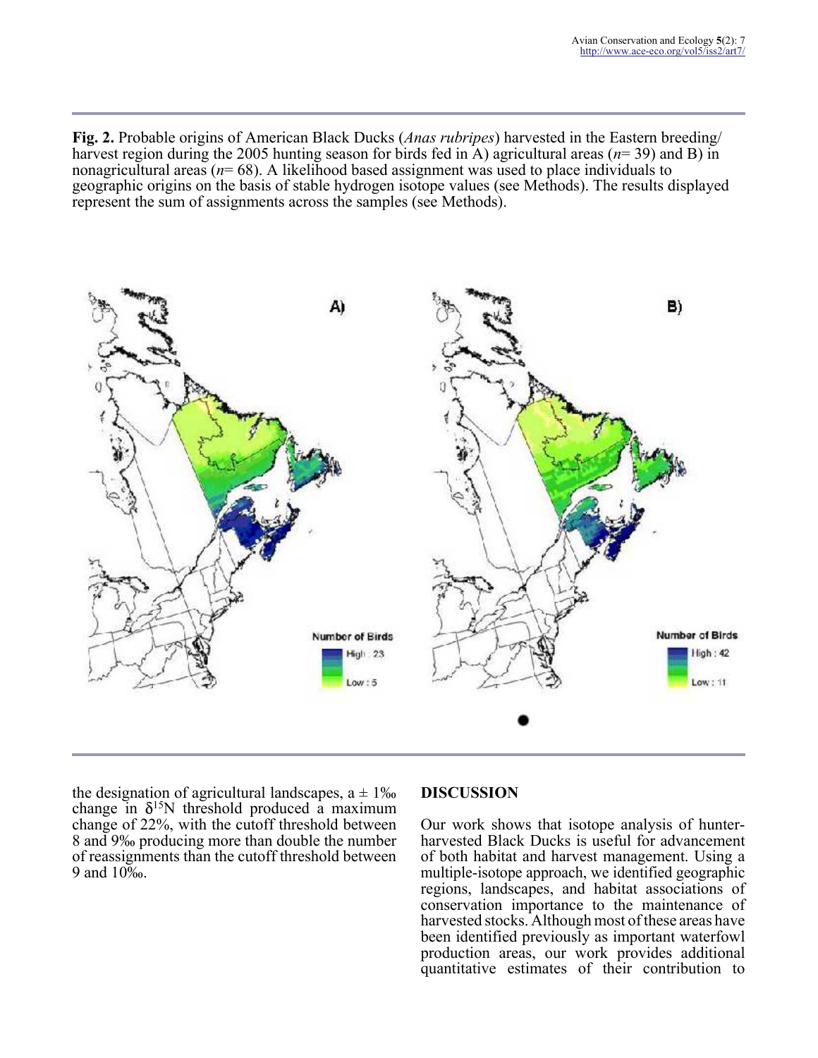**Fig. 2.** Probable origins of American Black Ducks (*Anas rubripes*) harvested in the Eastern breeding/harvest region during the 2005 hunting season for birds fed in A) agricultural areas ($n$= 39) and B) in nonagricultural areas ($n$= 68). A likelihood based assignment was used to place individuals to geographic origins on the basis of stable hydrogen isotope values (see Methods). The results displayed represent the sum of assignments across the samples (see Methods).

the designation of agricultural landscapes, a ± 1‰ change in $\delta^{15}N$ threshold produced a maximum change of 22%, with the cutoff threshold between 8 and 9‰ producing more than double the number of reassignments than the cutoff threshold between 9 and 10‰.

## DISCUSSION

Our work shows that isotope analysis of hunter-harvested Black Ducks is useful for advancement of both habitat and harvest management. Using a multiple-isotope approach, we identified geographic regions, landscapes, and habitat associations of conservation importance to the maintenance of harvested stocks. Although most of these areas have been identified previously as important waterfowl production areas, our work provides additional quantitative estimates of their contribution to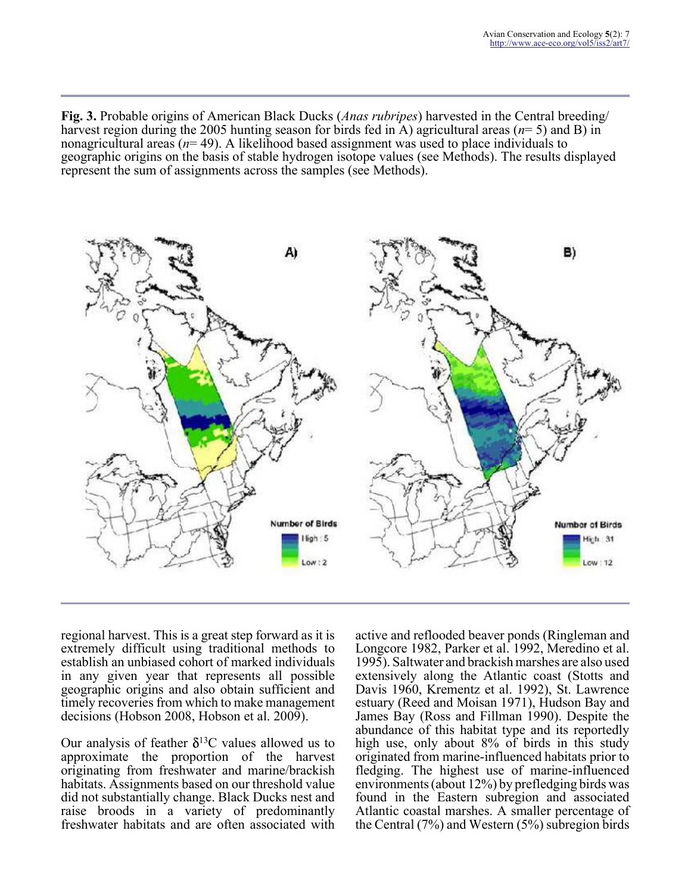**Fig. 3.** Probable origins of American Black Ducks (*Anas rubripes*) harvested in the Central breeding/harvest region during the 2005 hunting season for birds fed in A) agricultural areas ($n$= 5) and B) in nonagricultural areas ($n$= 49). A likelihood based assignment was used to place individuals to geographic origins on the basis of stable hydrogen isotope values (see Methods). The results displayed represent the sum of assignments across the samples (see Methods).

regional harvest. This is a great step forward as it is extremely difficult using traditional methods to establish an unbiased cohort of marked individuals in any given year that represents all possible geographic origins and also obtain sufficient and timely recoveries from which to make management decisions (Hobson 2008, Hobson et al. 2009).

Our analysis of feather $\delta^{13}C$ values allowed us to approximate the proportion of the harvest originating from freshwater and marine/brackish habitats. Assignments based on our threshold value did not substantially change. Black Ducks nest and raise broods in a variety of predominantly freshwater habitats and are often associated with active and reflooded beaver ponds (Ringleman and Longcore 1982, Parker et al. 1992, Meredino et al. 1995). Saltwater and brackish marshes are also used extensively along the Atlantic coast (Stotts and Davis 1960, Krementz et al. 1992), St. Lawrence estuary (Reed and Moisan 1971), Hudson Bay and James Bay (Ross and Fillman 1990). Despite the abundance of this habitat type and its reportedly high use, only about 8% of birds in this study originated from marine-influenced habitats prior to fledging. The highest use of marine-influenced environments (about 12%) by prefledging birds was found in the Eastern subregion and associated Atlantic coastal marshes. A smaller percentage of the Central (7%) and Western (5%) subregion birds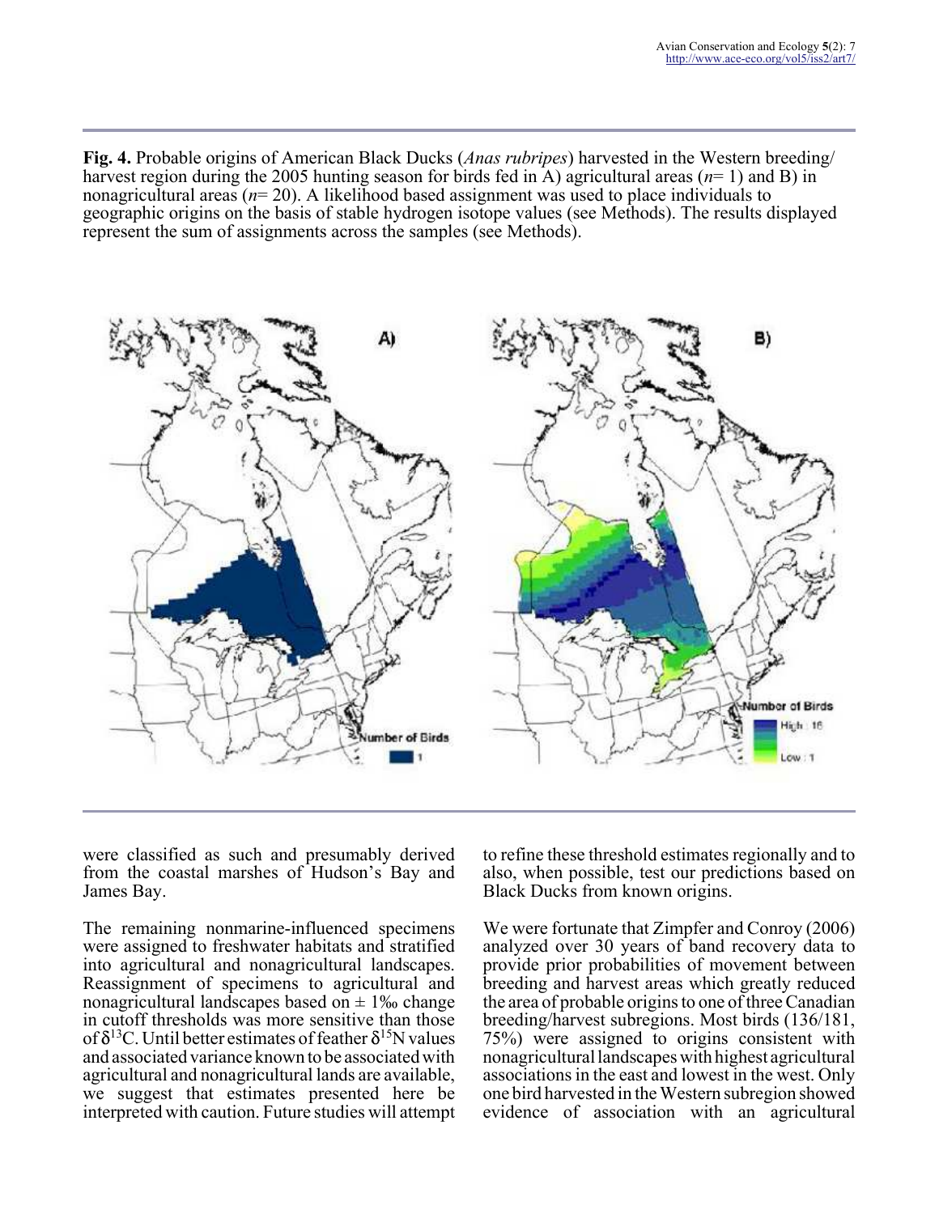**Fig. 4.** Probable origins of American Black Ducks (*Anas rubripes*) harvested in the Western breeding/harvest region during the 2005 hunting season for birds fed in A) agricultural areas ($n$= 1) and B) in nonagricultural areas ($n$= 20). A likelihood based assignment was used to place individuals to geographic origins on the basis of stable hydrogen isotope values (see Methods). The results displayed represent the sum of assignments across the samples (see Methods).

were classified as such and presumably derived from the coastal marshes of Hudson's Bay and James Bay.

The remaining nonmarine-influenced specimens were assigned to freshwater habitats and stratified into agricultural and nonagricultural landscapes. Reassignment of specimens to agricultural and nonagricultural landscapes based on ± 1‰ change in cutoff thresholds was more sensitive than those of $\delta^{13}C$. Until better estimates of feather $\delta^{15}N$ values and associated variance known to be associated with agricultural and nonagricultural lands are available, we suggest that estimates presented here be interpreted with caution. Future studies will attempt to refine these threshold estimates regionally and to also, when possible, test our predictions based on Black Ducks from known origins.

We were fortunate that Zimpfer and Conroy (2006) analyzed over 30 years of band recovery data to provide prior probabilities of movement between breeding and harvest areas which greatly reduced the area of probable origins to one of three Canadian breeding/harvest subregions. Most birds (136/181, 75%) were assigned to origins consistent with nonagricultural landscapes with highest agricultural associations in the east and lowest in the west. Only one bird harvested in the Western subregion showed evidence of association with an agricultural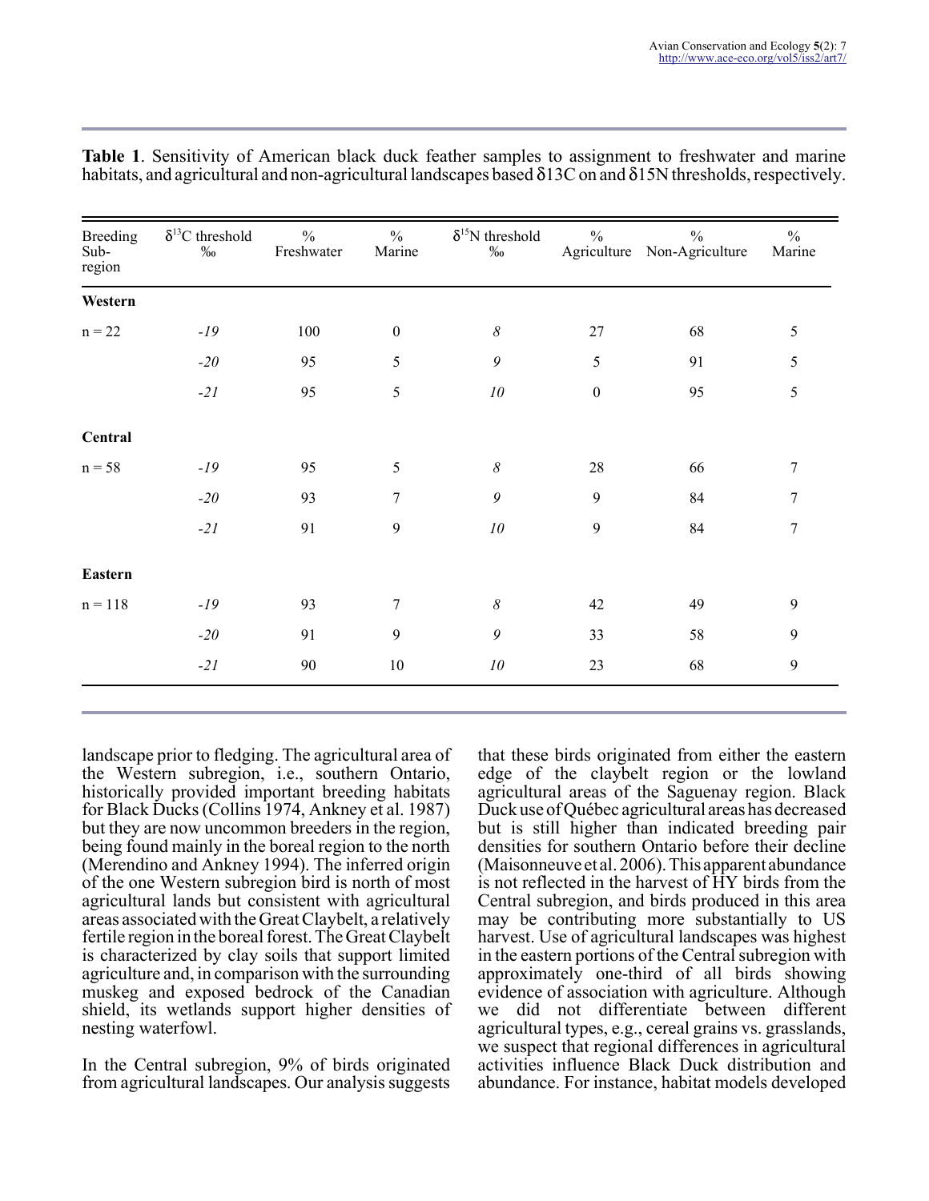**Table 1**. Sensitivity of American black duck feather samples to assignment to freshwater and marine habitats, and agricultural and non-agricultural landscapes based δ13C on and δ15N thresholds, respectively.

| Breeding Sub-region | $\delta^{13}C$ threshold ‰ | % Freshwater | % Marine | $\delta^{15}N$ threshold ‰ | % Agriculture | % Non-Agriculture | % Marine |
|---|---|---|---|---|---|---|---|
| **Western** | | | | | | | |
| n = 22 | *-19* | 100 | 0 | *8* | 27 | 68 | 5 |
| | *-20* | 95 | 5 | *9* | 5 | 91 | 5 |
| | *-21* | 95 | 5 | *10* | 0 | 95 | 5 |
| **Central** | | | | | | | |
| n = 58 | *-19* | 95 | 5 | *8* | 28 | 66 | 7 |
| | *-20* | 93 | 7 | *9* | 9 | 84 | 7 |
| | *-21* | 91 | 9 | *10* | 9 | 84 | 7 |
| **Eastern** | | | | | | | |
| n = 118 | *-19* | 93 | 7 | *8* | 42 | 49 | 9 |
| | *-20* | 91 | 9 | *9* | 33 | 58 | 9 |
| | *-21* | 90 | 10 | *10* | 23 | 68 | 9 |

landscape prior to fledging. The agricultural area of the Western subregion, i.e., southern Ontario, historically provided important breeding habitats for Black Ducks (Collins 1974, Ankney et al. 1987) but they are now uncommon breeders in the region, being found mainly in the boreal region to the north (Merendino and Ankney 1994). The inferred origin of the one Western subregion bird is north of most agricultural lands but consistent with agricultural areas associated with the Great Claybelt, a relatively fertile region in the boreal forest. The Great Claybelt is characterized by clay soils that support limited agriculture and, in comparison with the surrounding muskeg and exposed bedrock of the Canadian shield, its wetlands support higher densities of nesting waterfowl.

In the Central subregion, 9% of birds originated from agricultural landscapes. Our analysis suggests that these birds originated from either the eastern edge of the claybelt region or the lowland agricultural areas of the Saguenay region. Black Duck use of Québec agricultural areas has decreased but is still higher than indicated breeding pair densities for southern Ontario before their decline (Maisonneuve et al. 2006). This apparent abundance is not reflected in the harvest of HY birds from the Central subregion, and birds produced in this area may be contributing more substantially to US harvest. Use of agricultural landscapes was highest in the eastern portions of the Central subregion with approximately one-third of all birds showing evidence of association with agriculture. Although we did not differentiate between different agricultural types, e.g., cereal grains vs. grasslands, we suspect that regional differences in agricultural activities influence Black Duck distribution and abundance. For instance, habitat models developed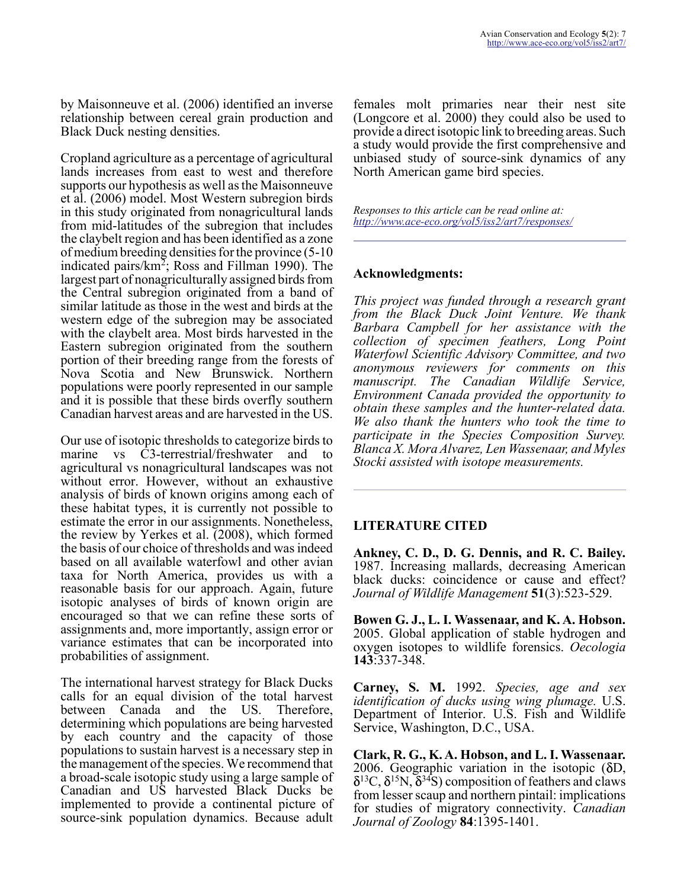by Maisonneuve et al. (2006) identified an inverse relationship between cereal grain production and Black Duck nesting densities.

Cropland agriculture as a percentage of agricultural lands increases from east to west and therefore supports our hypothesis as well as the Maisonneuve et al. (2006) model. Most Western subregion birds in this study originated from nonagricultural lands from mid-latitudes of the subregion that includes the claybelt region and has been identified as a zone of medium breeding densities for the province (5-10 indicated pairs/km$^2$; Ross and Fillman 1990). The largest part of nonagriculturally assigned birds from the Central subregion originated from a band of similar latitude as those in the west and birds at the western edge of the subregion may be associated with the claybelt area. Most birds harvested in the Eastern subregion originated from the southern portion of their breeding range from the forests of Nova Scotia and New Brunswick. Northern populations were poorly represented in our sample and it is possible that these birds overfly southern Canadian harvest areas and are harvested in the US.

Our use of isotopic thresholds to categorize birds to marine vs C3-terrestrial/freshwater and to agricultural vs nonagricultural landscapes was not without error. However, without an exhaustive analysis of birds of known origins among each of these habitat types, it is currently not possible to estimate the error in our assignments. Nonetheless, the review by Yerkes et al. (2008), which formed the basis of our choice of thresholds and was indeed based on all available waterfowl and other avian taxa for North America, provides us with a reasonable basis for our approach. Again, future isotopic analyses of birds of known origin are encouraged so that we can refine these sorts of assignments and, more importantly, assign error or variance estimates that can be incorporated into probabilities of assignment.

The international harvest strategy for Black Ducks calls for an equal division of the total harvest between Canada and the US. Therefore, determining which populations are being harvested by each country and the capacity of those populations to sustain harvest is a necessary step in the management of the species. We recommend that a broad-scale isotopic study using a large sample of Canadian and US harvested Black Ducks be implemented to provide a continental picture of source-sink population dynamics. Because adult females molt primaries near their nest site (Longcore et al. 2000) they could also be used to provide a direct isotopic link to breeding areas. Such a study would provide the first comprehensive and unbiased study of source-sink dynamics of any North American game bird species.

*Responses to this article can be read online at:*
*http://www.ace-eco.org/vol5/iss2/art7/responses/*

## Acknowledgments:

*This project was funded through a research grant from the Black Duck Joint Venture. We thank Barbara Campbell for her assistance with the collection of specimen feathers, Long Point Waterfowl Scientific Advisory Committee, and two anonymous reviewers for comments on this manuscript. The Canadian Wildlife Service, Environment Canada provided the opportunity to obtain these samples and the hunter-related data. We also thank the hunters who took the time to participate in the Species Composition Survey. Blanca X. Mora Alvarez, Len Wassenaar, and Myles Stocki assisted with isotope measurements.*

## LITERATURE CITED

**Ankney, C. D., D. G. Dennis, and R. C. Bailey.** 1987. Increasing mallards, decreasing American black ducks: coincidence or cause and effect? *Journal of Wildlife Management* **51**(3):523-529.

**Bowen G. J., L. I. Wassenaar, and K. A. Hobson.** 2005. Global application of stable hydrogen and oxygen isotopes to wildlife forensics. *Oecologia* **143**:337-348.

**Carney, S. M.** 1992. *Species, age and sex identification of ducks using wing plumage.* U.S. Department of Interior. U.S. Fish and Wildlife Service, Washington, D.C., USA.

**Clark, R. G., K. A. Hobson, and L. I. Wassenaar.** 2006. Geographic variation in the isotopic ($\delta$D, $\delta^{13}$C, $\delta^{15}$N, $\delta^{34}$S) composition of feathers and claws from lesser scaup and northern pintail: implications for studies of migratory connectivity. *Canadian Journal of Zoology* **84**:1395-1401.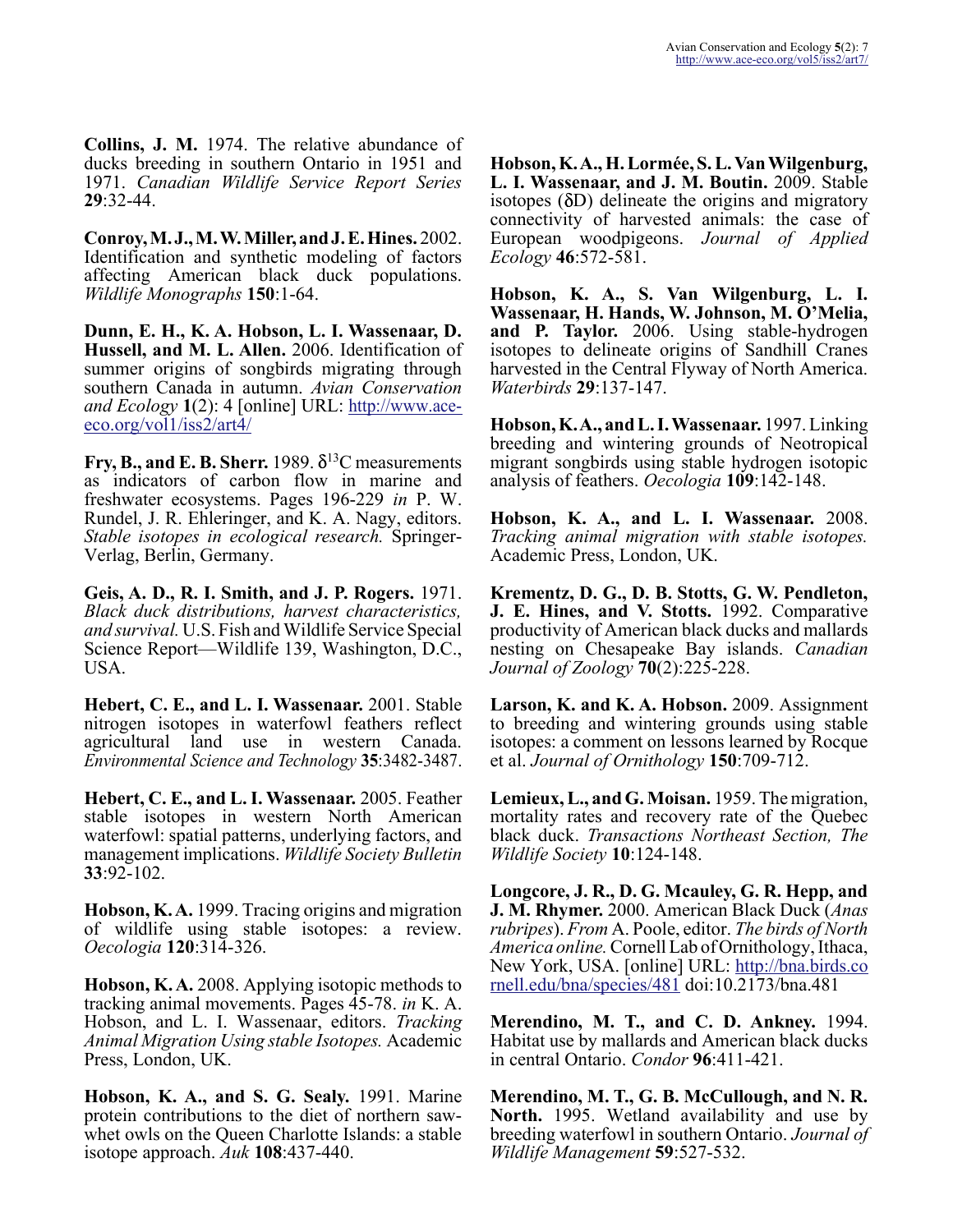**Collins, J. M.** 1974. The relative abundance of ducks breeding in southern Ontario in 1951 and 1971. *Canadian Wildlife Service Report Series* **29**:32-44.

**Conroy, M. J., M. W. Miller, and J. E. Hines.** 2002. Identification and synthetic modeling of factors affecting American black duck populations. *Wildlife Monographs* **150**:1-64.

**Dunn, E. H., K. A. Hobson, L. I. Wassenaar, D. Hussell, and M. L. Allen.** 2006. Identification of summer origins of songbirds migrating through southern Canada in autumn. *Avian Conservation and Ecology* **1**(2): 4 [online] URL: http://www.ace-eco.org/vol1/iss2/art4/

**Fry, B., and E. B. Sherr.** 1989. $\delta^{13}C$ measurements as indicators of carbon flow in marine and freshwater ecosystems. Pages 196-229 *in* P. W. Rundel, J. R. Ehleringer, and K. A. Nagy, editors. *Stable isotopes in ecological research.* Springer-Verlag, Berlin, Germany.

**Geis, A. D., R. I. Smith, and J. P. Rogers.** 1971. *Black duck distributions, harvest characteristics, and survival.* U.S. Fish and Wildlife Service Special Science Report—Wildlife 139, Washington, D.C., USA.

**Hebert, C. E., and L. I. Wassenaar.** 2001. Stable nitrogen isotopes in waterfowl feathers reflect agricultural land use in western Canada. *Environmental Science and Technology* **35**:3482-3487.

**Hebert, C. E., and L. I. Wassenaar.** 2005. Feather stable isotopes in western North American waterfowl: spatial patterns, underlying factors, and management implications. *Wildlife Society Bulletin* **33**:92-102.

**Hobson, K. A.** 1999. Tracing origins and migration of wildlife using stable isotopes: a review. *Oecologia* **120**:314-326.

**Hobson, K. A.** 2008. Applying isotopic methods to tracking animal movements. Pages 45-78. *in* K. A. Hobson, and L. I. Wassenaar, editors. *Tracking Animal Migration Using stable Isotopes.* Academic Press, London, UK.

**Hobson, K. A., and S. G. Sealy.** 1991. Marine protein contributions to the diet of northern saw-whet owls on the Queen Charlotte Islands: a stable isotope approach. *Auk* **108**:437-440.

**Hobson, K. A., H. Lormée, S. L. Van Wilgenburg, L. I. Wassenaar, and J. M. Boutin.** 2009. Stable isotopes ($\delta D$) delineate the origins and migratory connectivity of harvested animals: the case of European woodpigeons. *Journal of Applied Ecology* **46**:572-581.

**Hobson, K. A., S. Van Wilgenburg, L. I. Wassenaar, H. Hands, W. Johnson, M. O'Melia, and P. Taylor.** 2006. Using stable-hydrogen isotopes to delineate origins of Sandhill Cranes harvested in the Central Flyway of North America. *Waterbirds* **29**:137-147.

**Hobson, K. A., and L. I. Wassenaar.** 1997. Linking breeding and wintering grounds of Neotropical migrant songbirds using stable hydrogen isotopic analysis of feathers. *Oecologia* **109**:142-148.

**Hobson, K. A., and L. I. Wassenaar.** 2008. *Tracking animal migration with stable isotopes.* Academic Press, London, UK.

**Krementz, D. G., D. B. Stotts, G. W. Pendleton, J. E. Hines, and V. Stotts.** 1992. Comparative productivity of American black ducks and mallards nesting on Chesapeake Bay islands. *Canadian Journal of Zoology* **70**(2):225-228.

**Larson, K. and K. A. Hobson.** 2009. Assignment to breeding and wintering grounds using stable isotopes: a comment on lessons learned by Rocque et al. *Journal of Ornithology* **150**:709-712.

**Lemieux, L., and G. Moisan.** 1959. The migration, mortality rates and recovery rate of the Quebec black duck. *Transactions Northeast Section, The Wildlife Society* **10**:124-148.

**Longcore, J. R., D. G. Mcauley, G. R. Hepp, and J. M. Rhymer.** 2000. American Black Duck (*Anas rubripes*). *From* A. Poole, editor. *The birds of North America online.* Cornell Lab of Ornithology, Ithaca, New York, USA. [online] URL: http://bna.birds.cornell.edu/bna/species/481 doi:10.2173/bna.481

**Merendino, M. T., and C. D. Ankney.** 1994. Habitat use by mallards and American black ducks in central Ontario. *Condor* **96**:411-421.

**Merendino, M. T., G. B. McCullough, and N. R. North.** 1995. Wetland availability and use by breeding waterfowl in southern Ontario. *Journal of Wildlife Management* **59**:527-532.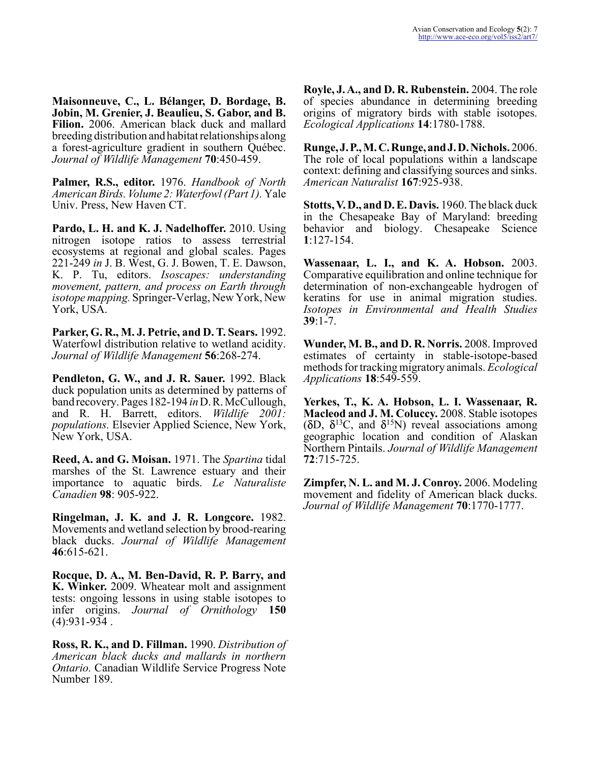**Maisonneuve, C., L. Bélanger, D. Bordage, B. Jobin, M. Grenier, J. Beaulieu, S. Gabor, and B. Filion.** 2006. American black duck and mallard breeding distribution and habitat relationships along a forest-agriculture gradient in southern Québec. *Journal of Wildlife Management* **70**:450-459.

**Palmer, R.S., editor.** 1976. *Handbook of North American Birds. Volume 2: Waterfowl (Part 1).* Yale Univ. Press, New Haven CT.

**Pardo, L. H. and K. J. Nadelhoffer.** 2010. Using nitrogen isotope ratios to assess terrestrial ecosystems at regional and global scales. Pages 221-249 *in* J. B. West, G. J. Bowen, T. E. Dawson, K. P. Tu, editors. *Isoscapes: understanding movement, pattern, and process on Earth through isotope mapping.* Springer-Verlag, New York, New York, USA.

**Parker, G. R., M. J. Petrie, and D. T. Sears.** 1992. Waterfowl distribution relative to wetland acidity. *Journal of Wildlife Management* **56**:268-274.

**Pendleton, G. W., and J. R. Sauer.** 1992. Black duck population units as determined by patterns of band recovery. Pages 182-194 *in* D. R. McCullough, and R. H. Barrett, editors. *Wildlife 2001: populations.* Elsevier Applied Science, New York, New York, USA.

**Reed, A. and G. Moisan.** 1971. The *Spartina* tidal marshes of the St. Lawrence estuary and their importance to aquatic birds. *Le Naturaliste Canadien* **98**: 905-922.

**Ringelman, J. K. and J. R. Longcore.** 1982. Movements and wetland selection by brood-rearing black ducks. *Journal of Wildlife Management* **46**:615-621.

**Rocque, D. A., M. Ben-David, R. P. Barry, and K. Winker.** 2009. Wheatear molt and assignment tests: ongoing lessons in using stable isotopes to infer origins. *Journal of Ornithology* **150** (4):931-934 .

**Ross, R. K., and D. Fillman.** 1990. *Distribution of American black ducks and mallards in northern Ontario.* Canadian Wildlife Service Progress Note Number 189.

**Royle, J. A., and D. R. Rubenstein.** 2004. The role of species abundance in determining breeding origins of migratory birds with stable isotopes. *Ecological Applications* **14**:1780-1788.

**Runge, J. P., M. C. Runge, and J. D. Nichols.** 2006. The role of local populations within a landscape context: defining and classifying sources and sinks. *American Naturalist* **167**:925-938.

**Stotts, V. D., and D. E. Davis.** 1960. The black duck in the Chesapeake Bay of Maryland: breeding behavior and biology. Chesapeake Science **1**:127-154.

**Wassenaar, L. I., and K. A. Hobson.** 2003. Comparative equilibration and online technique for determination of non-exchangeable hydrogen of keratins for use in animal migration studies. *Isotopes in Environmental and Health Studies* **39**:1-7.

**Wunder, M. B., and D. R. Norris.** 2008. Improved estimates of certainty in stable-isotope-based methods for tracking migratory animals. *Ecological Applications* **18**:549-559.

**Yerkes, T., K. A. Hobson, L. I. Wassenaar, R. Macleod and J. M. Coluccy.** 2008. Stable isotopes ($\delta$D, $\delta^{13}$C, and $\delta^{15}$N) reveal associations among geographic location and condition of Alaskan Northern Pintails. *Journal of Wildlife Management* **72**:715-725.

**Zimpfer, N. L. and M. J. Conroy.** 2006. Modeling movement and fidelity of American black ducks. *Journal of Wildlife Management* **70**:1770-1777.